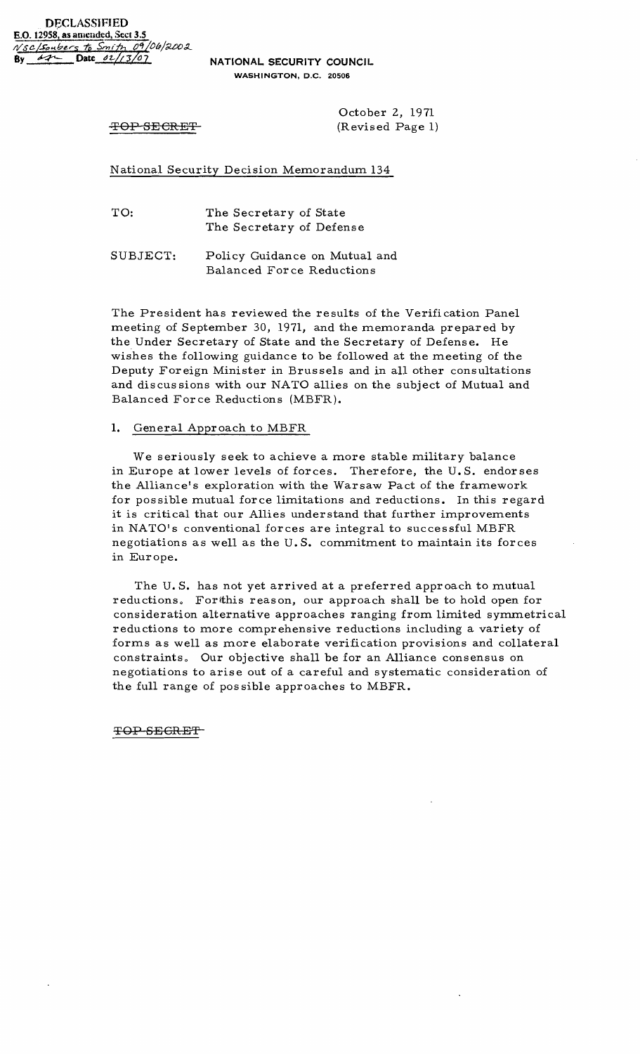DECLASSIFIED
E.O. 12958, as amended, Sect 3.5
NSC/Seubers to Smith 09/06/2002
By ___ Date 02/13/07

NATIONAL SECURITY COUNCIL
WASHINGTON, D.C. 20506

~~TOP SECRET~~

October 2, 1971
(Revised Page 1)

National Security Decision Memorandum 134

TO: The Secretary of State
The Secretary of Defense

SUBJECT: Policy Guidance on Mutual and Balanced Force Reductions

The President has reviewed the results of the Verification Panel meeting of September 30, 1971, and the memoranda prepared by the Under Secretary of State and the Secretary of Defense. He wishes the following guidance to be followed at the meeting of the Deputy Foreign Minister in Brussels and in all other consultations and discussions with our NATO allies on the subject of Mutual and Balanced Force Reductions (MBFR).

1. General Approach to MBFR

We seriously seek to achieve a more stable military balance in Europe at lower levels of forces. Therefore, the U.S. endorses the Alliance's exploration with the Warsaw Pact of the framework for possible mutual force limitations and reductions. In this regard it is critical that our Allies understand that further improvements in NATO's conventional forces are integral to successful MBFR negotiations as well as the U.S. commitment to maintain its forces in Europe.

The U.S. has not yet arrived at a preferred approach to mutual reductions. For this reason, our approach shall be to hold open for consideration alternative approaches ranging from limited symmetrical reductions to more comprehensive reductions including a variety of forms as well as more elaborate verification provisions and collateral constraints. Our objective shall be for an Alliance consensus on negotiations to arise out of a careful and systematic consideration of the full range of possible approaches to MBFR.

~~TOP SECRET~~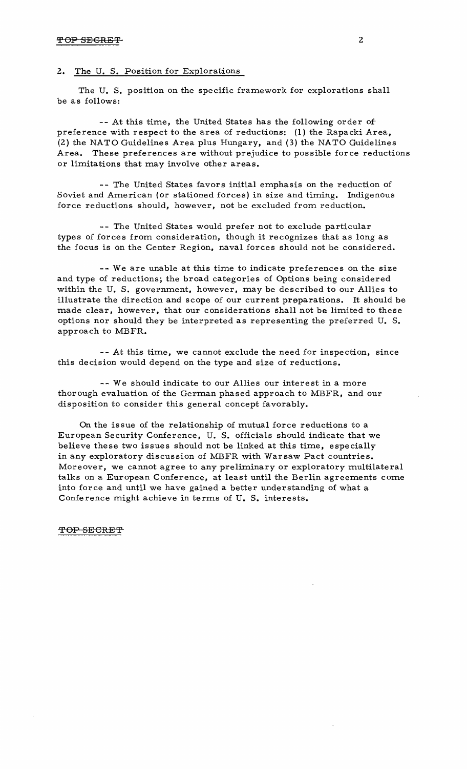## 2. The U. S. Position for Explorations

The U. S. position on the specific framework for explorations shall be as follows:

-- At this time, the United States has the following order of preference with respect to the area of reductions: (1) the Rapacki Area, (2) the NATO Guidelines Area plus Hungary, and (3) the NATO Guidelines Area. These preferences are without prejudice to possible force reductions or limitations that may involve other areas.

-- The United States favors initial emphasis on the reduction of Soviet and American (or stationed forces) in size and timing. Indigenous force reductions should, however, not be excluded from reduction.

-- The United States would prefer not to exclude particular types of forces from consideration, though it recognizes that as long as the focus is on the Center Region, naval forces should not be considered.

-- We are unable at this time to indicate preferences on the size and type of reductions; the broad categories of Options being considered within the U. S. government, however, may be described to our Allies to illustrate the direction and scope of our current preparations. It should be made clear, however, that our considerations shall not be limited to these options nor should they be interpreted as representing the preferred U. S. approach to MBFR.

-- At this time, we cannot exclude the need for inspection, since this decision would depend on the type and size of reductions.

-- We should indicate to our Allies our interest in a more thorough evaluation of the German phased approach to MBFR, and our disposition to consider this general concept favorably.

On the issue of the relationship of mutual force reductions to a European Security Conference, U. S. officials should indicate that we believe these two issues should not be linked at this time, especially in any exploratory discussion of MBFR with Warsaw Pact countries. Moreover, we cannot agree to any preliminary or exploratory multilateral talks on a European Conference, at least until the Berlin agreements come into force and until we have gained a better understanding of what a Conference might achieve in terms of U. S. interests.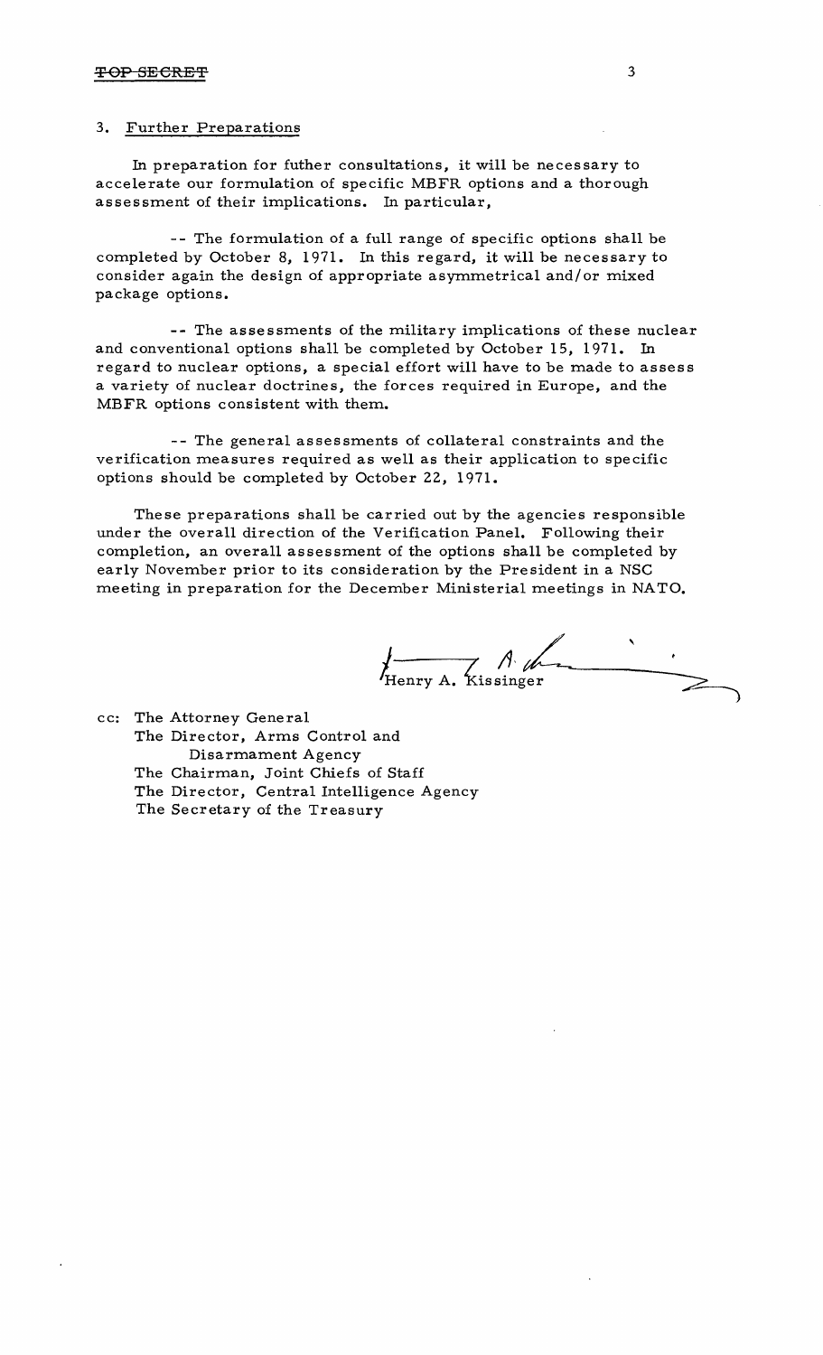### 3. Further Preparations

In preparation for futher consultations, it will be necessary to accelerate our formulation of specific MBFR options and a thorough assessment of their implications. In particular,

-- The formulation of a full range of specific options shall be completed by October 8, 1971. In this regard, it will be necessary to consider again the design of appropriate asymmetrical and/or mixed package options.

-- The assessments of the military implications of these nuclear and conventional options shall be completed by October 15, 1971. In regard to nuclear options, a special effort will have to be made to assess a variety of nuclear doctrines, the forces required in Europe, and the MBFR options consistent with them.

-- The general assessments of collateral constraints and the verification measures required as well as their application to specific options should be completed by October 22, 1971.

These preparations shall be carried out by the agencies responsible under the overall direction of the Verification Panel. Following their completion, an overall assessment of the options shall be completed by early November prior to its consideration by the President in a NSC meeting in preparation for the December Ministerial meetings in NATO.

Henry A. Kissinger

cc: The Attorney General
The Director, Arms Control and Disarmament Agency
The Chairman, Joint Chiefs of Staff
The Director, Central Intelligence Agency
The Secretary of the Treasury